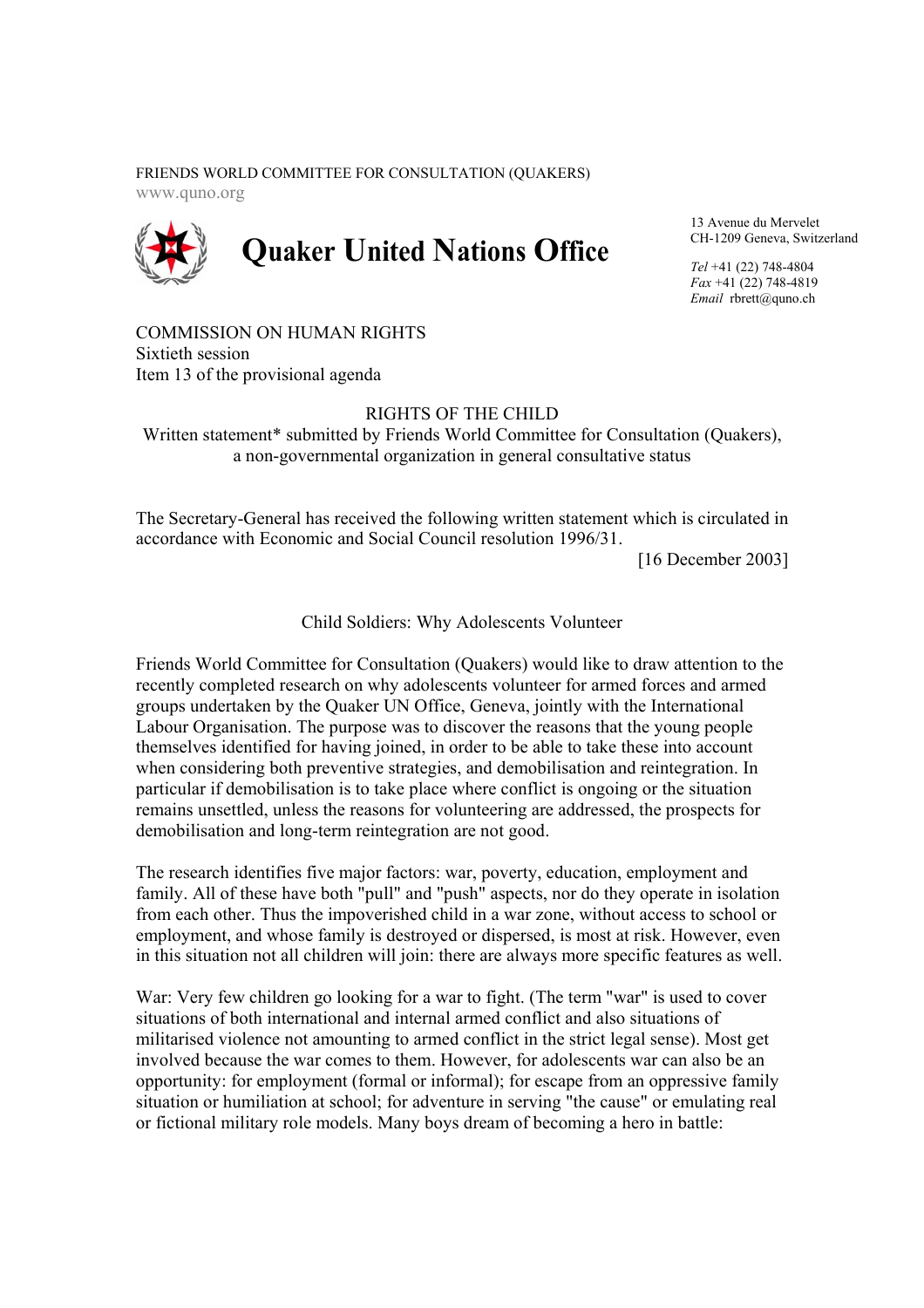FRIENDS WORLD COMMITTEE FOR CONSULTATION (QUAKERS)
www.quno.org

# Quaker United Nations Office

13 Avenue du Mervelet
CH-1209 Geneva, Switzerland

*Tel* +41 (22) 748-4804
*Fax* +41 (22) 748-4819
*Email* rbrett@quno.ch

COMMISSION ON HUMAN RIGHTS
Sixtieth session
Item 13 of the provisional agenda

RIGHTS OF THE CHILD
Written statement* submitted by Friends World Committee for Consultation (Quakers), a non-governmental organization in general consultative status

The Secretary-General has received the following written statement which is circulated in accordance with Economic and Social Council resolution 1996/31.

[16 December 2003]

## Child Soldiers: Why Adolescents Volunteer

Friends World Committee for Consultation (Quakers) would like to draw attention to the recently completed research on why adolescents volunteer for armed forces and armed groups undertaken by the Quaker UN Office, Geneva, jointly with the International Labour Organisation. The purpose was to discover the reasons that the young people themselves identified for having joined, in order to be able to take these into account when considering both preventive strategies, and demobilisation and reintegration. In particular if demobilisation is to take place where conflict is ongoing or the situation remains unsettled, unless the reasons for volunteering are addressed, the prospects for demobilisation and long-term reintegration are not good.

The research identifies five major factors: war, poverty, education, employment and family. All of these have both "pull" and "push" aspects, nor do they operate in isolation from each other. Thus the impoverished child in a war zone, without access to school or employment, and whose family is destroyed or dispersed, is most at risk. However, even in this situation not all children will join: there are always more specific features as well.

War: Very few children go looking for a war to fight. (The term "war" is used to cover situations of both international and internal armed conflict and also situations of militarised violence not amounting to armed conflict in the strict legal sense). Most get involved because the war comes to them. However, for adolescents war can also be an opportunity: for employment (formal or informal); for escape from an oppressive family situation or humiliation at school; for adventure in serving "the cause" or emulating real or fictional military role models. Many boys dream of becoming a hero in battle: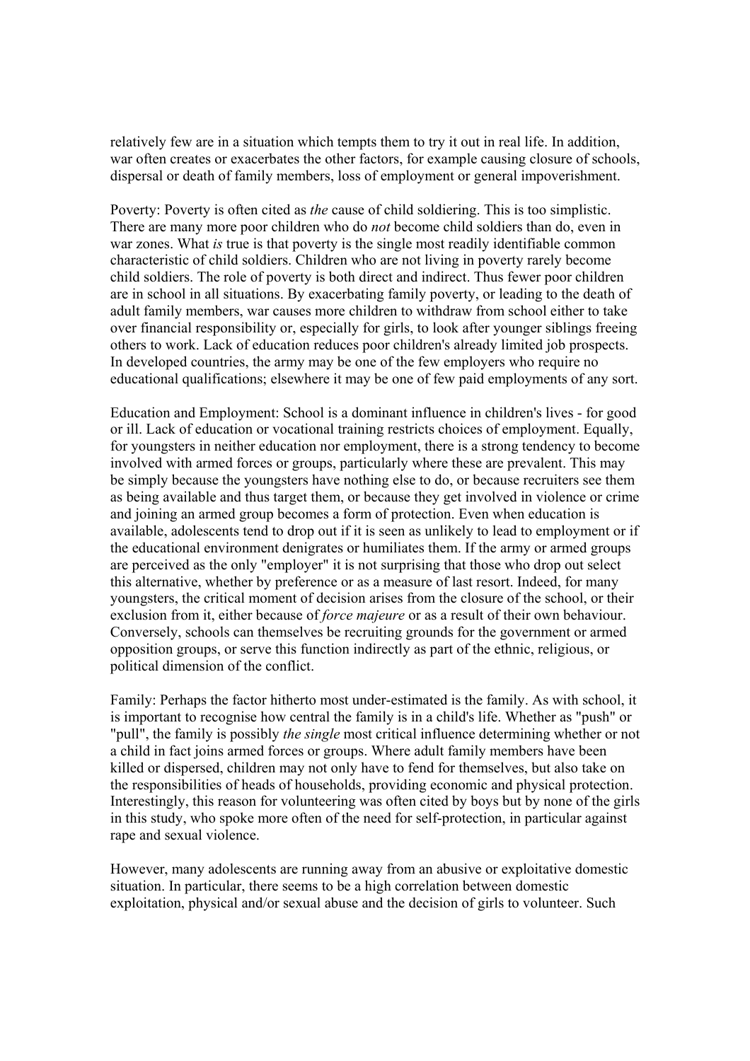relatively few are in a situation which tempts them to try it out in real life. In addition, war often creates or exacerbates the other factors, for example causing closure of schools, dispersal or death of family members, loss of employment or general impoverishment.

Poverty: Poverty is often cited as *the* cause of child soldiering. This is too simplistic. There are many more poor children who do *not* become child soldiers than do, even in war zones. What *is* true is that poverty is the single most readily identifiable common characteristic of child soldiers. Children who are not living in poverty rarely become child soldiers. The role of poverty is both direct and indirect. Thus fewer poor children are in school in all situations. By exacerbating family poverty, or leading to the death of adult family members, war causes more children to withdraw from school either to take over financial responsibility or, especially for girls, to look after younger siblings freeing others to work. Lack of education reduces poor children's already limited job prospects. In developed countries, the army may be one of the few employers who require no educational qualifications; elsewhere it may be one of few paid employments of any sort.

Education and Employment: School is a dominant influence in children's lives - for good or ill. Lack of education or vocational training restricts choices of employment. Equally, for youngsters in neither education nor employment, there is a strong tendency to become involved with armed forces or groups, particularly where these are prevalent. This may be simply because the youngsters have nothing else to do, or because recruiters see them as being available and thus target them, or because they get involved in violence or crime and joining an armed group becomes a form of protection. Even when education is available, adolescents tend to drop out if it is seen as unlikely to lead to employment or if the educational environment denigrates or humiliates them. If the army or armed groups are perceived as the only "employer" it is not surprising that those who drop out select this alternative, whether by preference or as a measure of last resort. Indeed, for many youngsters, the critical moment of decision arises from the closure of the school, or their exclusion from it, either because of *force majeure* or as a result of their own behaviour. Conversely, schools can themselves be recruiting grounds for the government or armed opposition groups, or serve this function indirectly as part of the ethnic, religious, or political dimension of the conflict.

Family: Perhaps the factor hitherto most under-estimated is the family. As with school, it is important to recognise how central the family is in a child's life. Whether as "push" or "pull", the family is possibly *the single* most critical influence determining whether or not a child in fact joins armed forces or groups. Where adult family members have been killed or dispersed, children may not only have to fend for themselves, but also take on the responsibilities of heads of households, providing economic and physical protection. Interestingly, this reason for volunteering was often cited by boys but by none of the girls in this study, who spoke more often of the need for self-protection, in particular against rape and sexual violence.

However, many adolescents are running away from an abusive or exploitative domestic situation. In particular, there seems to be a high correlation between domestic exploitation, physical and/or sexual abuse and the decision of girls to volunteer. Such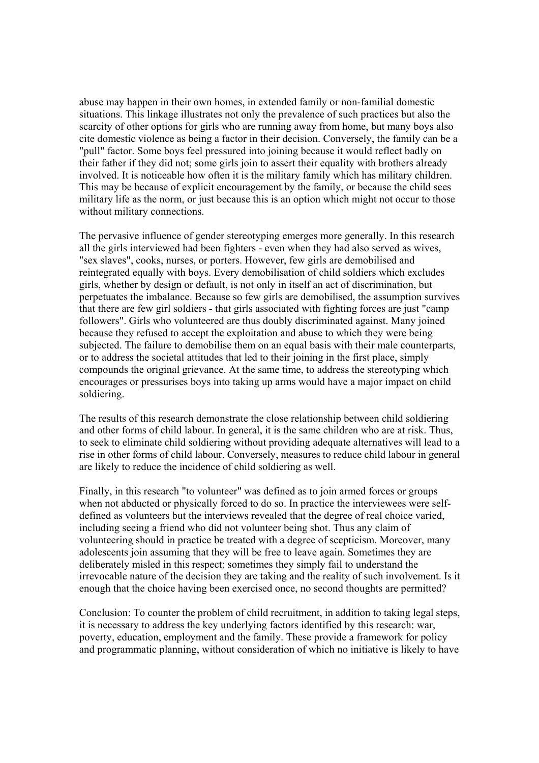abuse may happen in their own homes, in extended family or non-familial domestic situations. This linkage illustrates not only the prevalence of such practices but also the scarcity of other options for girls who are running away from home, but many boys also cite domestic violence as being a factor in their decision. Conversely, the family can be a "pull" factor. Some boys feel pressured into joining because it would reflect badly on their father if they did not; some girls join to assert their equality with brothers already involved. It is noticeable how often it is the military family which has military children. This may be because of explicit encouragement by the family, or because the child sees military life as the norm, or just because this is an option which might not occur to those without military connections.

The pervasive influence of gender stereotyping emerges more generally. In this research all the girls interviewed had been fighters - even when they had also served as wives, "sex slaves", cooks, nurses, or porters. However, few girls are demobilised and reintegrated equally with boys. Every demobilisation of child soldiers which excludes girls, whether by design or default, is not only in itself an act of discrimination, but perpetuates the imbalance. Because so few girls are demobilised, the assumption survives that there are few girl soldiers - that girls associated with fighting forces are just "camp followers". Girls who volunteered are thus doubly discriminated against. Many joined because they refused to accept the exploitation and abuse to which they were being subjected. The failure to demobilise them on an equal basis with their male counterparts, or to address the societal attitudes that led to their joining in the first place, simply compounds the original grievance. At the same time, to address the stereotyping which encourages or pressurises boys into taking up arms would have a major impact on child soldiering.

The results of this research demonstrate the close relationship between child soldiering and other forms of child labour. In general, it is the same children who are at risk. Thus, to seek to eliminate child soldiering without providing adequate alternatives will lead to a rise in other forms of child labour. Conversely, measures to reduce child labour in general are likely to reduce the incidence of child soldiering as well.

Finally, in this research "to volunteer" was defined as to join armed forces or groups when not abducted or physically forced to do so. In practice the interviewees were self-defined as volunteers but the interviews revealed that the degree of real choice varied, including seeing a friend who did not volunteer being shot. Thus any claim of volunteering should in practice be treated with a degree of scepticism. Moreover, many adolescents join assuming that they will be free to leave again. Sometimes they are deliberately misled in this respect; sometimes they simply fail to understand the irrevocable nature of the decision they are taking and the reality of such involvement. Is it enough that the choice having been exercised once, no second thoughts are permitted?

Conclusion: To counter the problem of child recruitment, in addition to taking legal steps, it is necessary to address the key underlying factors identified by this research: war, poverty, education, employment and the family. These provide a framework for policy and programmatic planning, without consideration of which no initiative is likely to have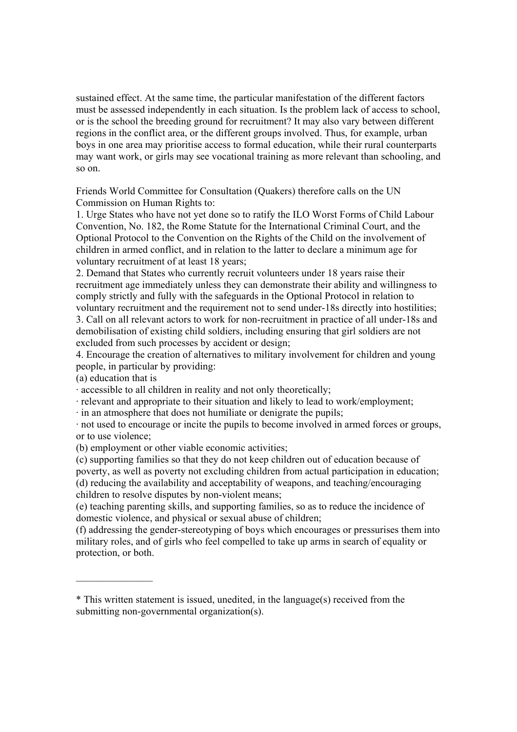sustained effect. At the same time, the particular manifestation of the different factors must be assessed independently in each situation. Is the problem lack of access to school, or is the school the breeding ground for recruitment? It may also vary between different regions in the conflict area, or the different groups involved. Thus, for example, urban boys in one area may prioritise access to formal education, while their rural counterparts may want work, or girls may see vocational training as more relevant than schooling, and so on.

Friends World Committee for Consultation (Quakers) therefore calls on the UN Commission on Human Rights to:

1. Urge States who have not yet done so to ratify the ILO Worst Forms of Child Labour Convention, No. 182, the Rome Statute for the International Criminal Court, and the Optional Protocol to the Convention on the Rights of the Child on the involvement of children in armed conflict, and in relation to the latter to declare a minimum age for voluntary recruitment of at least 18 years;
2. Demand that States who currently recruit volunteers under 18 years raise their recruitment age immediately unless they can demonstrate their ability and willingness to comply strictly and fully with the safeguards in the Optional Protocol in relation to voluntary recruitment and the requirement not to send under-18s directly into hostilities;
3. Call on all relevant actors to work for non-recruitment in practice of all under-18s and demobilisation of existing child soldiers, including ensuring that girl soldiers are not excluded from such processes by accident or design;
4. Encourage the creation of alternatives to military involvement for children and young people, in particular by providing:

(a) education that is

· accessible to all children in reality and not only theoretically;

· relevant and appropriate to their situation and likely to lead to work/employment;

· in an atmosphere that does not humiliate or denigrate the pupils;

· not used to encourage or incite the pupils to become involved in armed forces or groups, or to use violence;

(b) employment or other viable economic activities;

(c) supporting families so that they do not keep children out of education because of poverty, as well as poverty not excluding children from actual participation in education;

(d) reducing the availability and acceptability of weapons, and teaching/encouraging children to resolve disputes by non-violent means;

(e) teaching parenting skills, and supporting families, so as to reduce the incidence of domestic violence, and physical or sexual abuse of children;

(f) addressing the gender-stereotyping of boys which encourages or pressurises them into military roles, and of girls who feel compelled to take up arms in search of equality or protection, or both.

---

* This written statement is issued, unedited, in the language(s) received from the submitting non-governmental organization(s).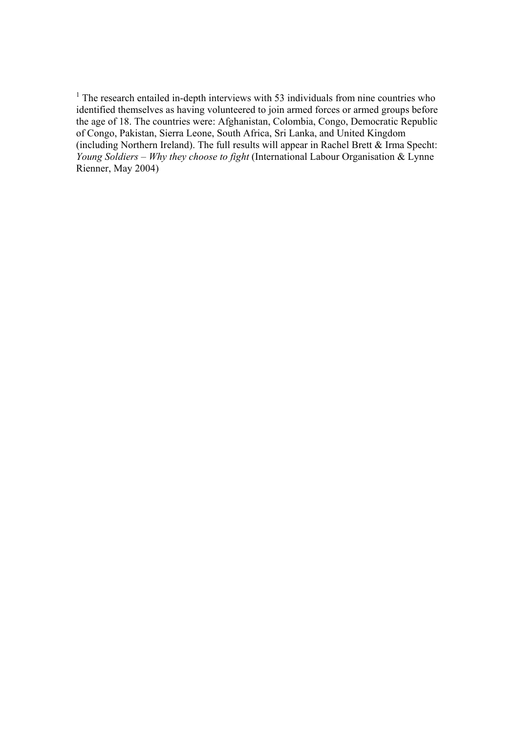[1] The research entailed in-depth interviews with 53 individuals from nine countries who identified themselves as having volunteered to join armed forces or armed groups before the age of 18. The countries were: Afghanistan, Colombia, Congo, Democratic Republic of Congo, Pakistan, Sierra Leone, South Africa, Sri Lanka, and United Kingdom (including Northern Ireland). The full results will appear in Rachel Brett & Irma Specht: *Young Soldiers – Why they choose to fight* (International Labour Organisation & Lynne Rienner, May 2004)